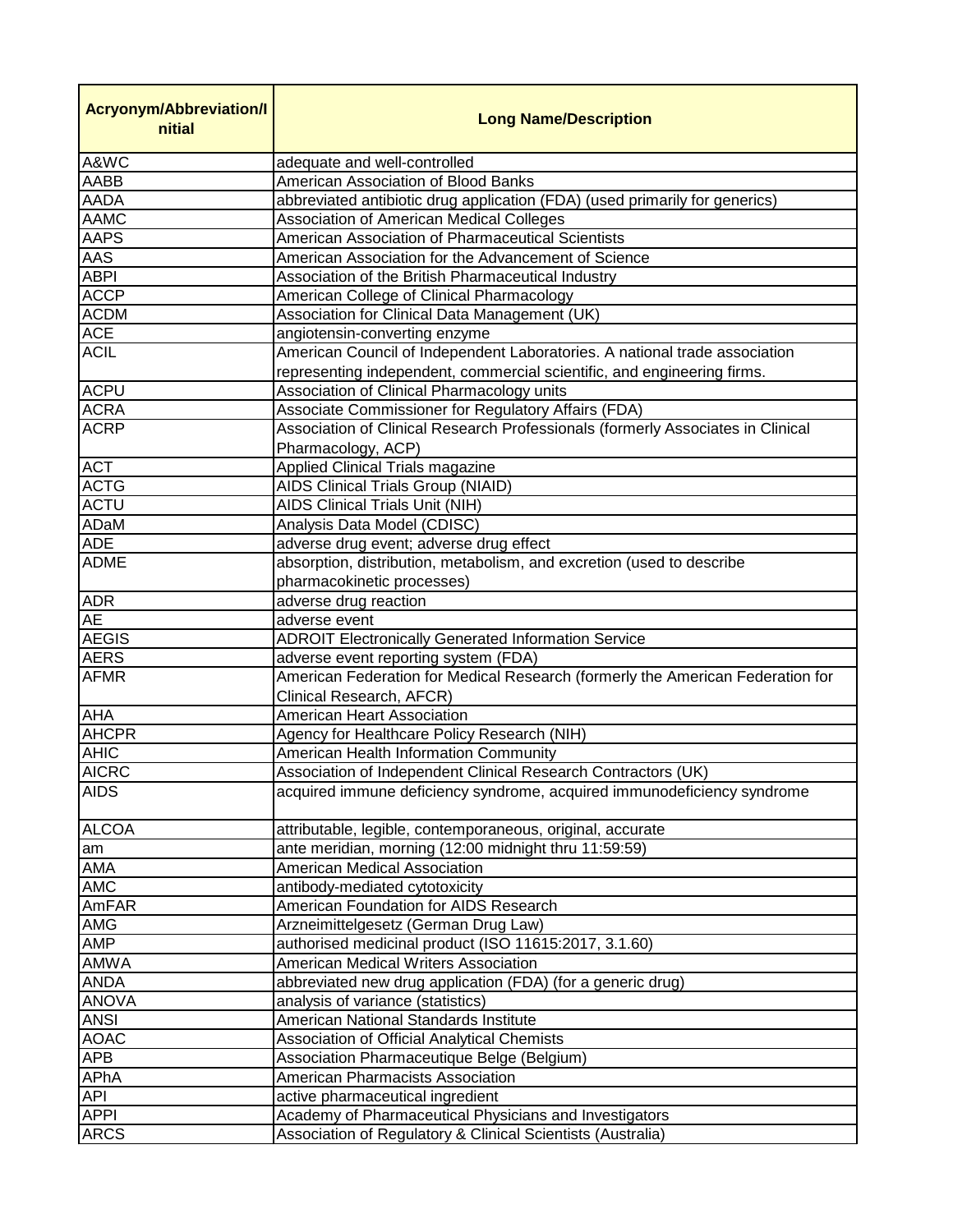| Acryonym/Abbreviation/Initial | Long Name/Description |
| --- | --- |
| A&WC | adequate and well-controlled |
| AABB | American Association of Blood Banks |
| AADA | abbreviated antibiotic drug application (FDA) (used primarily for generics) |
| AAMC | Association of American Medical Colleges |
| AAPS | American Association of Pharmaceutical Scientists |
| AAS | American Association for the Advancement of Science |
| ABPI | Association of the British Pharmaceutical Industry |
| ACCP | American College of Clinical Pharmacology |
| ACDM | Association for Clinical Data Management (UK) |
| ACE | angiotensin-converting enzyme |
| ACIL | American Council of Independent Laboratories. A national trade association representing independent, commercial scientific, and engineering firms. |
| ACPU | Association of Clinical Pharmacology units |
| ACRA | Associate Commissioner for Regulatory Affairs (FDA) |
| ACRP | Association of Clinical Research Professionals (formerly Associates in Clinical Pharmacology, ACP) |
| ACT | Applied Clinical Trials magazine |
| ACTG | AIDS Clinical Trials Group (NIAID) |
| ACTU | AIDS Clinical Trials Unit (NIH) |
| ADaM | Analysis Data Model (CDISC) |
| ADE | adverse drug event; adverse drug effect |
| ADME | absorption, distribution, metabolism, and excretion (used to describe pharmacokinetic processes) |
| ADR | adverse drug reaction |
| AE | adverse event |
| AEGIS | ADROIT Electronically Generated Information Service |
| AERS | adverse event reporting system (FDA) |
| AFMR | American Federation for Medical Research (formerly the American Federation for Clinical Research, AFCR) |
| AHA | American Heart Association |
| AHCPR | Agency for Healthcare Policy Research (NIH) |
| AHIC | American Health Information Community |
| AICRC | Association of Independent Clinical Research Contractors (UK) |
| AIDS | acquired immune deficiency syndrome, acquired immunodeficiency syndrome |
| ALCOA | attributable, legible, contemporaneous, original, accurate |
| am | ante meridian, morning (12:00 midnight thru 11:59:59) |
| AMA | American Medical Association |
| AMC | antibody-mediated cytotoxicity |
| AmFAR | American Foundation for AIDS Research |
| AMG | Arzneimittelgesetz (German Drug Law) |
| AMP | authorised medicinal product (ISO 11615:2017, 3.1.60) |
| AMWA | American Medical Writers Association |
| ANDA | abbreviated new drug application (FDA) (for a generic drug) |
| ANOVA | analysis of variance (statistics) |
| ANSI | American National Standards Institute |
| AOAC | Association of Official Analytical Chemists |
| APB | Association Pharmaceutique Belge (Belgium) |
| APhA | American Pharmacists Association |
| API | active pharmaceutical ingredient |
| APPI | Academy of Pharmaceutical Physicians and Investigators |
| ARCS | Association of Regulatory & Clinical Scientists (Australia) |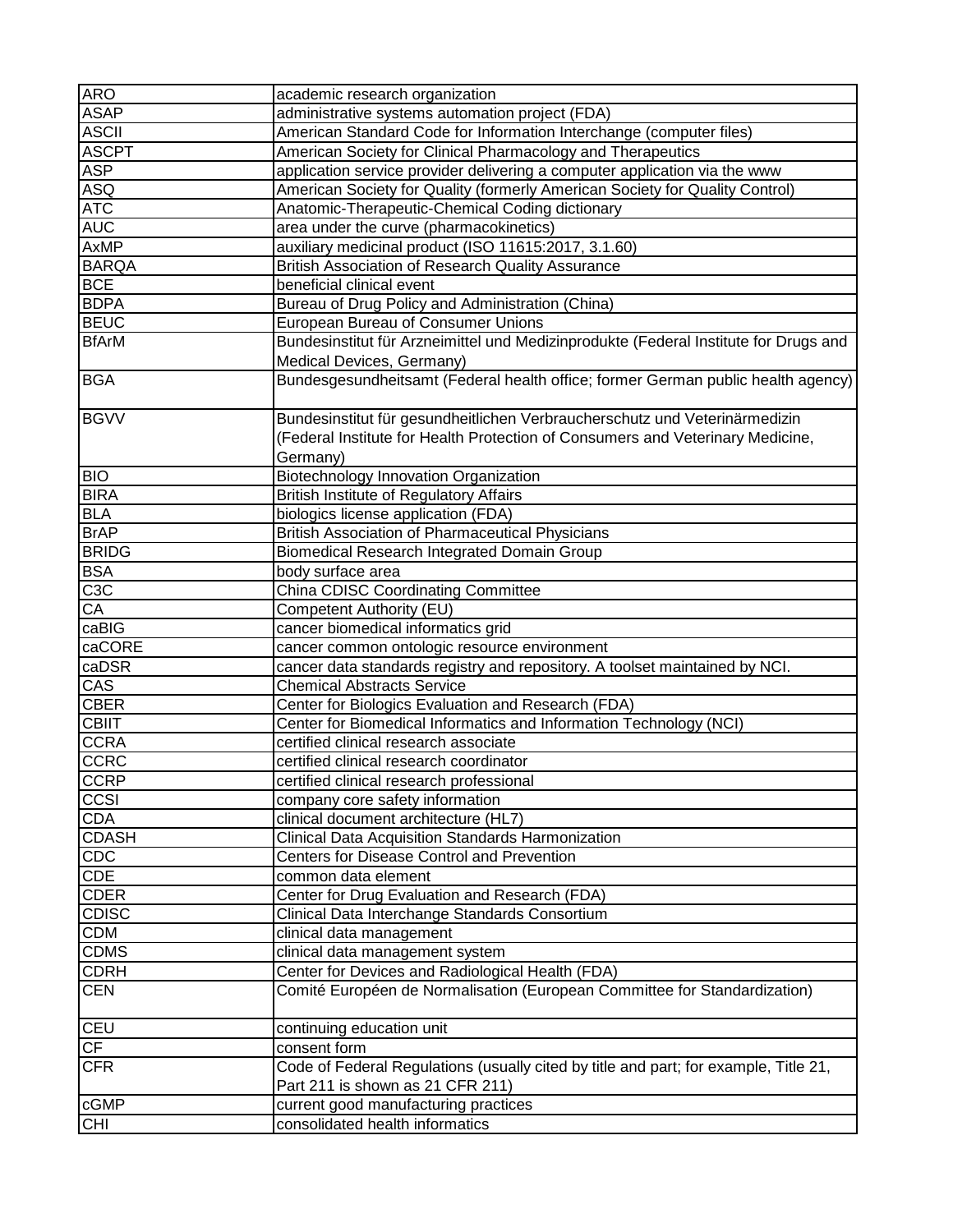| | |
|---|---|
| ARO | academic research organization |
| ASAP | administrative systems automation project (FDA) |
| ASCII | American Standard Code for Information Interchange (computer files) |
| ASCPT | American Society for Clinical Pharmacology and Therapeutics |
| ASP | application service provider delivering a computer application via the www |
| ASQ | American Society for Quality (formerly American Society for Quality Control) |
| ATC | Anatomic-Therapeutic-Chemical Coding dictionary |
| AUC | area under the curve (pharmacokinetics) |
| AxMP | auxiliary medicinal product (ISO 11615:2017, 3.1.60) |
| BARQA | British Association of Research Quality Assurance |
| BCE | beneficial clinical event |
| BDPA | Bureau of Drug Policy and Administration (China) |
| BEUC | European Bureau of Consumer Unions |
| BfArM | Bundesinstitut für Arzneimittel und Medizinprodukte (Federal Institute for Drugs and Medical Devices, Germany) |
| BGA | Bundesgesundheitsamt (Federal health office; former German public health agency) |
| BGVV | Bundesinstitut für gesundheitlichen Verbraucherschutz und Veterinärmedizin (Federal Institute for Health Protection of Consumers and Veterinary Medicine, Germany) |
| BIO | Biotechnology Innovation Organization |
| BIRA | British Institute of Regulatory Affairs |
| BLA | biologics license application (FDA) |
| BrAP | British Association of Pharmaceutical Physicians |
| BRIDG | Biomedical Research Integrated Domain Group |
| BSA | body surface area |
| C3C | China CDISC Coordinating Committee |
| CA | Competent Authority (EU) |
| caBIG | cancer biomedical informatics grid |
| caCORE | cancer common ontologic resource environment |
| caDSR | cancer data standards registry and repository. A toolset maintained by NCI. |
| CAS | Chemical Abstracts Service |
| CBER | Center for Biologics Evaluation and Research (FDA) |
| CBIIT | Center for Biomedical Informatics and Information Technology (NCI) |
| CCRA | certified clinical research associate |
| CCRC | certified clinical research coordinator |
| CCRP | certified clinical research professional |
| CCSI | company core safety information |
| CDA | clinical document architecture (HL7) |
| CDASH | Clinical Data Acquisition Standards Harmonization |
| CDC | Centers for Disease Control and Prevention |
| CDE | common data element |
| CDER | Center for Drug Evaluation and Research (FDA) |
| CDISC | Clinical Data Interchange Standards Consortium |
| CDM | clinical data management |
| CDMS | clinical data management system |
| CDRH | Center for Devices and Radiological Health (FDA) |
| CEN | Comité Européen de Normalisation (European Committee for Standardization) |
| CEU | continuing education unit |
| CF | consent form |
| CFR | Code of Federal Regulations (usually cited by title and part; for example, Title 21, Part 211 is shown as 21 CFR 211) |
| cGMP | current good manufacturing practices |
| CHI | consolidated health informatics |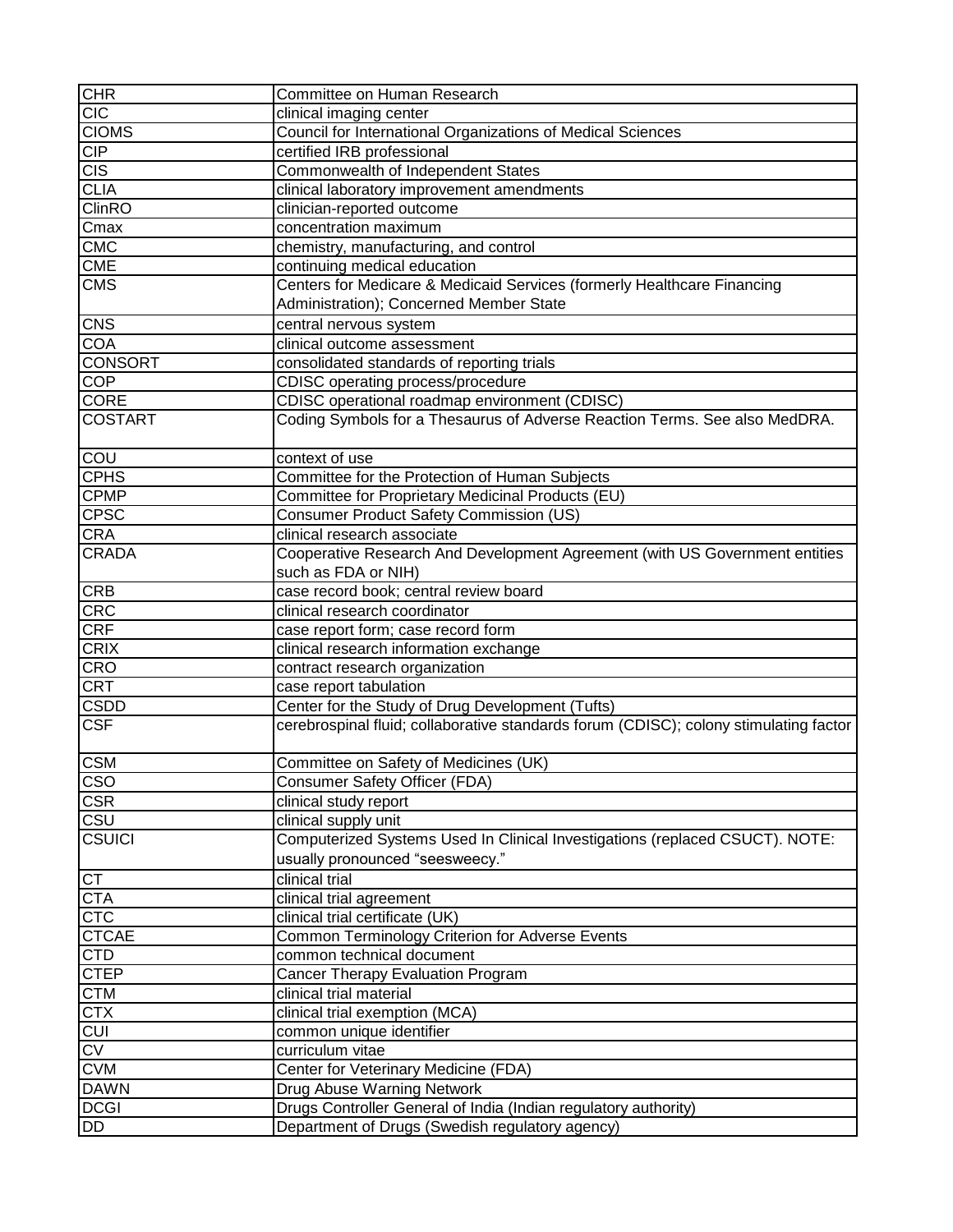| | |
|---|---|
| CHR | Committee on Human Research |
| CIC | clinical imaging center |
| CIOMS | Council for International Organizations of Medical Sciences |
| CIP | certified IRB professional |
| CIS | Commonwealth of Independent States |
| CLIA | clinical laboratory improvement amendments |
| ClinRO | clinician-reported outcome |
| Cmax | concentration maximum |
| CMC | chemistry, manufacturing, and control |
| CME | continuing medical education |
| CMS | Centers for Medicare & Medicaid Services (formerly Healthcare Financing Administration); Concerned Member State |
| CNS | central nervous system |
| COA | clinical outcome assessment |
| CONSORT | consolidated standards of reporting trials |
| COP | CDISC operating process/procedure |
| CORE | CDISC operational roadmap environment (CDISC) |
| COSTART | Coding Symbols for a Thesaurus of Adverse Reaction Terms. See also MedDRA. |
| COU | context of use |
| CPHS | Committee for the Protection of Human Subjects |
| CPMP | Committee for Proprietary Medicinal Products (EU) |
| CPSC | Consumer Product Safety Commission (US) |
| CRA | clinical research associate |
| CRADA | Cooperative Research And Development Agreement (with US Government entities such as FDA or NIH) |
| CRB | case record book; central review board |
| CRC | clinical research coordinator |
| CRF | case report form; case record form |
| CRIX | clinical research information exchange |
| CRO | contract research organization |
| CRT | case report tabulation |
| CSDD | Center for the Study of Drug Development (Tufts) |
| CSF | cerebrospinal fluid; collaborative standards forum (CDISC); colony stimulating factor |
| CSM | Committee on Safety of Medicines (UK) |
| CSO | Consumer Safety Officer (FDA) |
| CSR | clinical study report |
| CSU | clinical supply unit |
| CSUICI | Computerized Systems Used In Clinical Investigations (replaced CSUCT). NOTE: usually pronounced “seesweecy.” |
| CT | clinical trial |
| CTA | clinical trial agreement |
| CTC | clinical trial certificate (UK) |
| CTCAE | Common Terminology Criterion for Adverse Events |
| CTD | common technical document |
| CTEP | Cancer Therapy Evaluation Program |
| CTM | clinical trial material |
| CTX | clinical trial exemption (MCA) |
| CUI | common unique identifier |
| CV | curriculum vitae |
| CVM | Center for Veterinary Medicine (FDA) |
| DAWN | Drug Abuse Warning Network |
| DCGI | Drugs Controller General of India (Indian regulatory authority) |
| DD | Department of Drugs (Swedish regulatory agency) |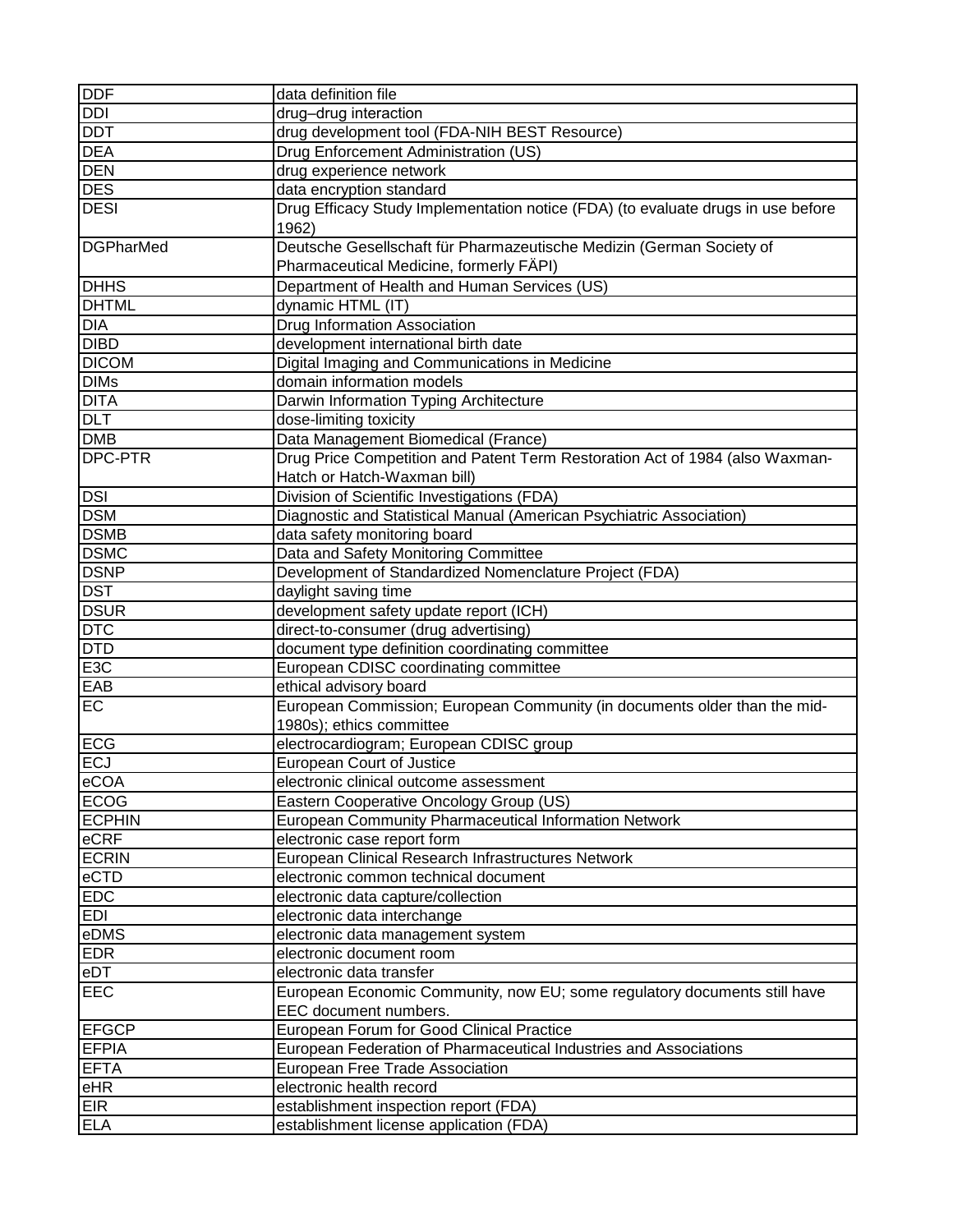| DDF | data definition file |
|---|---|
| DDI | drug–drug interaction |
| DDT | drug development tool (FDA-NIH BEST Resource) |
| DEA | Drug Enforcement Administration (US) |
| DEN | drug experience network |
| DES | data encryption standard |
| DESI | Drug Efficacy Study Implementation notice (FDA) (to evaluate drugs in use before 1962) |
| DGPharMed | Deutsche Gesellschaft für Pharmazeutische Medizin (German Society of Pharmaceutical Medicine, formerly FÄPI) |
| DHHS | Department of Health and Human Services (US) |
| DHTML | dynamic HTML (IT) |
| DIA | Drug Information Association |
| DIBD | development international birth date |
| DICOM | Digital Imaging and Communications in Medicine |
| DIMs | domain information models |
| DITA | Darwin Information Typing Architecture |
| DLT | dose-limiting toxicity |
| DMB | Data Management Biomedical (France) |
| DPC-PTR | Drug Price Competition and Patent Term Restoration Act of 1984 (also Waxman-Hatch or Hatch-Waxman bill) |
| DSI | Division of Scientific Investigations (FDA) |
| DSM | Diagnostic and Statistical Manual (American Psychiatric Association) |
| DSMB | data safety monitoring board |
| DSMC | Data and Safety Monitoring Committee |
| DSNP | Development of Standardized Nomenclature Project (FDA) |
| DST | daylight saving time |
| DSUR | development safety update report (ICH) |
| DTC | direct-to-consumer (drug advertising) |
| DTD | document type definition coordinating committee |
| E3C | European CDISC coordinating committee |
| EAB | ethical advisory board |
| EC | European Commission; European Community (in documents older than the mid-1980s); ethics committee |
| ECG | electrocardiogram; European CDISC group |
| ECJ | European Court of Justice |
| eCOA | electronic clinical outcome assessment |
| ECOG | Eastern Cooperative Oncology Group (US) |
| ECPHIN | European Community Pharmaceutical Information Network |
| eCRF | electronic case report form |
| ECRIN | European Clinical Research Infrastructures Network |
| eCTD | electronic common technical document |
| EDC | electronic data capture/collection |
| EDI | electronic data interchange |
| eDMS | electronic data management system |
| EDR | electronic document room |
| eDT | electronic data transfer |
| EEC | European Economic Community, now EU; some regulatory documents still have EEC document numbers. |
| EFGCP | European Forum for Good Clinical Practice |
| EFPIA | European Federation of Pharmaceutical Industries and Associations |
| EFTA | European Free Trade Association |
| eHR | electronic health record |
| EIR | establishment inspection report (FDA) |
| ELA | establishment license application (FDA) |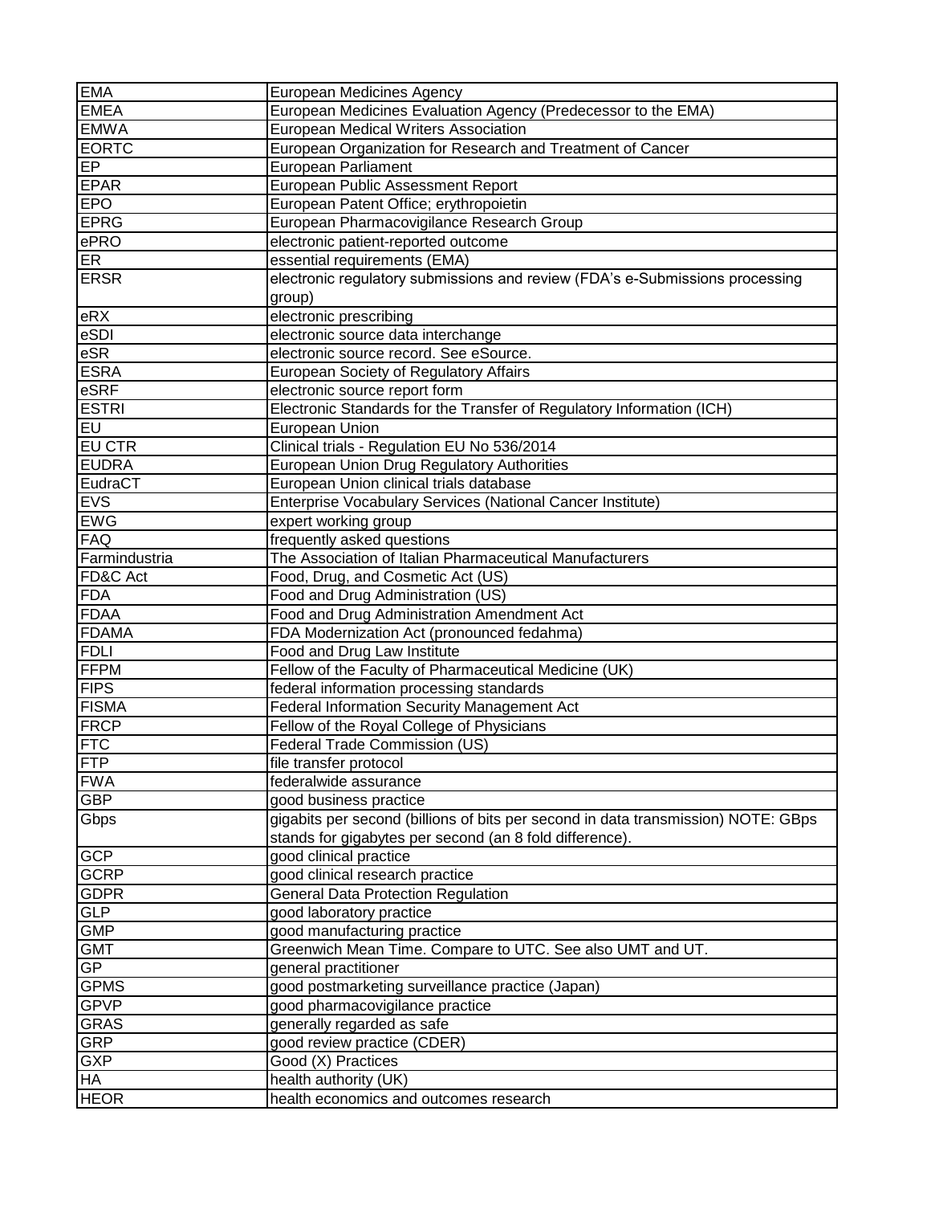| EMA | European Medicines Agency |
| --- | --- |
| EMEA | European Medicines Evaluation Agency (Predecessor to the EMA) |
| EMWA | European Medical Writers Association |
| EORTC | European Organization for Research and Treatment of Cancer |
| EP | European Parliament |
| EPAR | European Public Assessment Report |
| EPO | European Patent Office; erythropoietin |
| EPRG | European Pharmacovigilance Research Group |
| ePRO | electronic patient-reported outcome |
| ER | essential requirements (EMA) |
| ERSR | electronic regulatory submissions and review (FDA's e-Submissions processing group) |
| eRX | electronic prescribing |
| eSDI | electronic source data interchange |
| eSR | electronic source record. See eSource. |
| ESRA | European Society of Regulatory Affairs |
| eSRF | electronic source report form |
| ESTRI | Electronic Standards for the Transfer of Regulatory Information (ICH) |
| EU | European Union |
| EU CTR | Clinical trials - Regulation EU No 536/2014 |
| EUDRA | European Union Drug Regulatory Authorities |
| EudraCT | European Union clinical trials database |
| EVS | Enterprise Vocabulary Services (National Cancer Institute) |
| EWG | expert working group |
| FAQ | frequently asked questions |
| Farmindustria | The Association of Italian Pharmaceutical Manufacturers |
| FD&C Act | Food, Drug, and Cosmetic Act (US) |
| FDA | Food and Drug Administration (US) |
| FDAA | Food and Drug Administration Amendment Act |
| FDAMA | FDA Modernization Act (pronounced fedahma) |
| FDLI | Food and Drug Law Institute |
| FFPM | Fellow of the Faculty of Pharmaceutical Medicine (UK) |
| FIPS | federal information processing standards |
| FISMA | Federal Information Security Management Act |
| FRCP | Fellow of the Royal College of Physicians |
| FTC | Federal Trade Commission (US) |
| FTP | file transfer protocol |
| FWA | federalwide assurance |
| GBP | good business practice |
| Gbps | gigabits per second (billions of bits per second in data transmission) NOTE: GBps stands for gigabytes per second (an 8 fold difference). |
| GCP | good clinical practice |
| GCRP | good clinical research practice |
| GDPR | General Data Protection Regulation |
| GLP | good laboratory practice |
| GMP | good manufacturing practice |
| GMT | Greenwich Mean Time. Compare to UTC. See also UMT and UT. |
| GP | general practitioner |
| GPMS | good postmarketing surveillance practice (Japan) |
| GPVP | good pharmacovigilance practice |
| GRAS | generally regarded as safe |
| GRP | good review practice (CDER) |
| GXP | Good (X) Practices |
| HA | health authority (UK) |
| HEOR | health economics and outcomes research |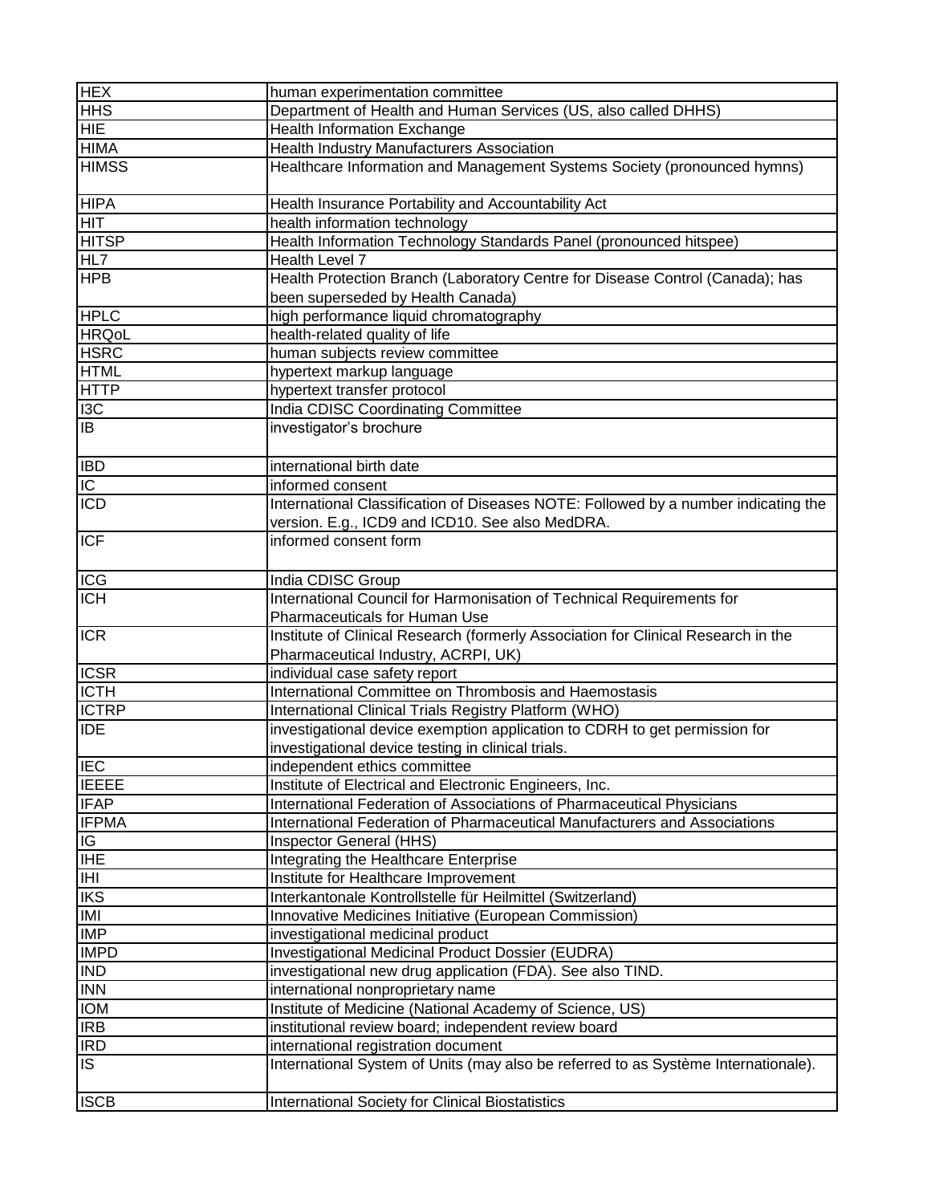| | |
|---|---|
| HEX | human experimentation committee |
| HHS | Department of Health and Human Services (US, also called DHHS) |
| HIE | Health Information Exchange |
| HIMA | Health Industry Manufacturers Association |
| HIMSS | Healthcare Information and Management Systems Society (pronounced hymns) |
| HIPA | Health Insurance Portability and Accountability Act |
| HIT | health information technology |
| HITSP | Health Information Technology Standards Panel (pronounced hitspee) |
| HL7 | Health Level 7 |
| HPB | Health Protection Branch (Laboratory Centre for Disease Control (Canada); has been superseded by Health Canada) |
| HPLC | high performance liquid chromatography |
| HRQoL | health-related quality of life |
| HSRC | human subjects review committee |
| HTML | hypertext markup language |
| HTTP | hypertext transfer protocol |
| I3C | India CDISC Coordinating Committee |
| IB | investigator's brochure |
| IBD | international birth date |
| IC | informed consent |
| ICD | International Classification of Diseases NOTE: Followed by a number indicating the version. E.g., ICD9 and ICD10. See also MedDRA. |
| ICF | informed consent form |
| ICG | India CDISC Group |
| ICH | International Council for Harmonisation of Technical Requirements for Pharmaceuticals for Human Use |
| ICR | Institute of Clinical Research (formerly Association for Clinical Research in the Pharmaceutical Industry, ACRPI, UK) |
| ICSR | individual case safety report |
| ICTH | International Committee on Thrombosis and Haemostasis |
| ICTRP | International Clinical Trials Registry Platform (WHO) |
| IDE | investigational device exemption application to CDRH to get permission for investigational device testing in clinical trials. |
| IEC | independent ethics committee |
| IEEEE | Institute of Electrical and Electronic Engineers, Inc. |
| IFAP | International Federation of Associations of Pharmaceutical Physicians |
| IFPMA | International Federation of Pharmaceutical Manufacturers and Associations |
| IG | Inspector General (HHS) |
| IHE | Integrating the Healthcare Enterprise |
| IHI | Institute for Healthcare Improvement |
| IKS | Interkantonale Kontrollstelle für Heilmittel (Switzerland) |
| IMI | Innovative Medicines Initiative (European Commission) |
| IMP | investigational medicinal product |
| IMPD | Investigational Medicinal Product Dossier (EUDRA) |
| IND | investigational new drug application (FDA). See also TIND. |
| INN | international nonproprietary name |
| IOM | Institute of Medicine (National Academy of Science, US) |
| IRB | institutional review board; independent review board |
| IRD | international registration document |
| IS | International System of Units (may also be referred to as Système Internationale). |
| ISCB | International Society for Clinical Biostatistics |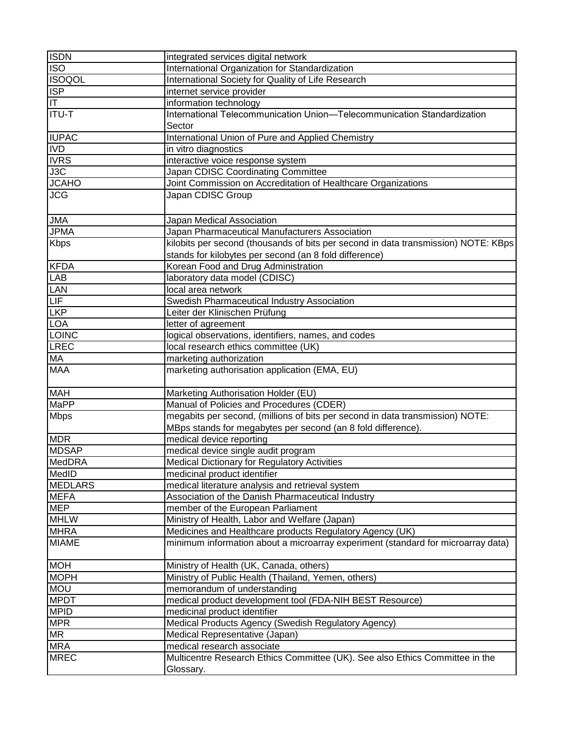| | |
|---|---|
| ISDN | integrated services digital network |
| ISO | International Organization for Standardization |
| ISOQOL | International Society for Quality of Life Research |
| ISP | internet service provider |
| IT | information technology |
| ITU-T | International Telecommunication Union—Telecommunication Standardization Sector |
| IUPAC | International Union of Pure and Applied Chemistry |
| IVD | in vitro diagnostics |
| IVRS | interactive voice response system |
| J3C | Japan CDISC Coordinating Committee |
| JCAHO | Joint Commission on Accreditation of Healthcare Organizations |
| JCG | Japan CDISC Group |
| JMA | Japan Medical Association |
| JPMA | Japan Pharmaceutical Manufacturers Association |
| Kbps | kilobits per second (thousands of bits per second in data transmission) NOTE: KBps stands for kilobytes per second (an 8 fold difference) |
| KFDA | Korean Food and Drug Administration |
| LAB | laboratory data model (CDISC) |
| LAN | local area network |
| LIF | Swedish Pharmaceutical Industry Association |
| LKP | Leiter der Klinischen Prüfung |
| LOA | letter of agreement |
| LOINC | logical observations, identifiers, names, and codes |
| LREC | local research ethics committee (UK) |
| MA | marketing authorization |
| MAA | marketing authorisation application (EMA, EU) |
| MAH | Marketing Authorisation Holder (EU) |
| MaPP | Manual of Policies and Procedures (CDER) |
| Mbps | megabits per second, (millions of bits per second in data transmission) NOTE: MBps stands for megabytes per second (an 8 fold difference). |
| MDR | medical device reporting |
| MDSAP | medical device single audit program |
| MedDRA | Medical Dictionary for Regulatory Activities |
| MedID | medicinal product identifier |
| MEDLARS | medical literature analysis and retrieval system |
| MEFA | Association of the Danish Pharmaceutical Industry |
| MEP | member of the European Parliament |
| MHLW | Ministry of Health, Labor and Welfare (Japan) |
| MHRA | Medicines and Healthcare products Regulatory Agency (UK) |
| MIAME | minimum information about a microarray experiment (standard for microarray data) |
| MOH | Ministry of Health (UK, Canada, others) |
| MOPH | Ministry of Public Health (Thailand, Yemen, others) |
| MOU | memorandum of understanding |
| MPDT | medical product development tool (FDA-NIH BEST Resource) |
| MPID | medicinal product identifier |
| MPR | Medical Products Agency (Swedish Regulatory Agency) |
| MR | Medical Representative (Japan) |
| MRA | medical research associate |
| MREC | Multicentre Research Ethics Committee (UK). See also Ethics Committee in the Glossary. |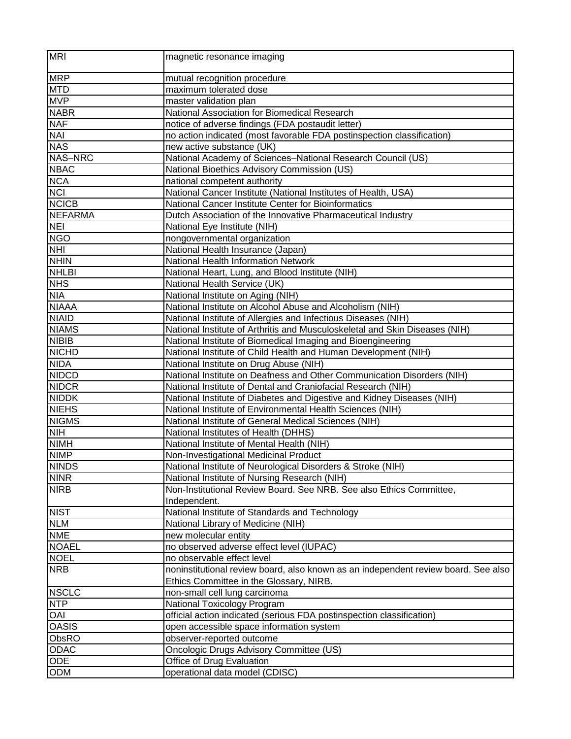| MRI | magnetic resonance imaging |
|---|---|
| MRP | mutual recognition procedure |
| MTD | maximum tolerated dose |
| MVP | master validation plan |
| NABR | National Association for Biomedical Research |
| NAF | notice of adverse findings (FDA postaudit letter) |
| NAI | no action indicated (most favorable FDA postinspection classification) |
| NAS | new active substance (UK) |
| NAS–NRC | National Academy of Sciences–National Research Council (US) |
| NBAC | National Bioethics Advisory Commission (US) |
| NCA | national competent authority |
| NCI | National Cancer Institute (National Institutes of Health, USA) |
| NCICB | National Cancer Institute Center for Bioinformatics |
| NEFARMA | Dutch Association of the Innovative Pharmaceutical Industry |
| NEI | National Eye Institute (NIH) |
| NGO | nongovernmental organization |
| NHI | National Health Insurance (Japan) |
| NHIN | National Health Information Network |
| NHLBI | National Heart, Lung, and Blood Institute (NIH) |
| NHS | National Health Service (UK) |
| NIA | National Institute on Aging (NIH) |
| NIAAA | National Institute on Alcohol Abuse and Alcoholism (NIH) |
| NIAID | National Institute of Allergies and Infectious Diseases (NIH) |
| NIAMS | National Institute of Arthritis and Musculoskeletal and Skin Diseases (NIH) |
| NIBIB | National Institute of Biomedical Imaging and Bioengineering |
| NICHD | National Institute of Child Health and Human Development (NIH) |
| NIDA | National Institute on Drug Abuse (NIH) |
| NIDCD | National Institute on Deafness and Other Communication Disorders (NIH) |
| NIDCR | National Institute of Dental and Craniofacial Research (NIH) |
| NIDDK | National Institute of Diabetes and Digestive and Kidney Diseases (NIH) |
| NIEHS | National Institute of Environmental Health Sciences (NIH) |
| NIGMS | National Institute of General Medical Sciences (NIH) |
| NIH | National Institutes of Health (DHHS) |
| NIMH | National Institute of Mental Health (NIH) |
| NIMP | Non-Investigational Medicinal Product |
| NINDS | National Institute of Neurological Disorders & Stroke (NIH) |
| NINR | National Institute of Nursing Research (NIH) |
| NIRB | Non-Institutional Review Board. See NRB. See also Ethics Committee, Independent. |
| NIST | National Institute of Standards and Technology |
| NLM | National Library of Medicine (NIH) |
| NME | new molecular entity |
| NOAEL | no observed adverse effect level (IUPAC) |
| NOEL | no observable effect level |
| NRB | noninstitutional review board, also known as an independent review board. See also Ethics Committee in the Glossary, NIRB. |
| NSCLC | non-small cell lung carcinoma |
| NTP | National Toxicology Program |
| OAI | official action indicated (serious FDA postinspection classification) |
| OASIS | open accessible space information system |
| ObsRO | observer-reported outcome |
| ODAC | Oncologic Drugs Advisory Committee (US) |
| ODE | Office of Drug Evaluation |
| ODM | operational data model (CDISC) |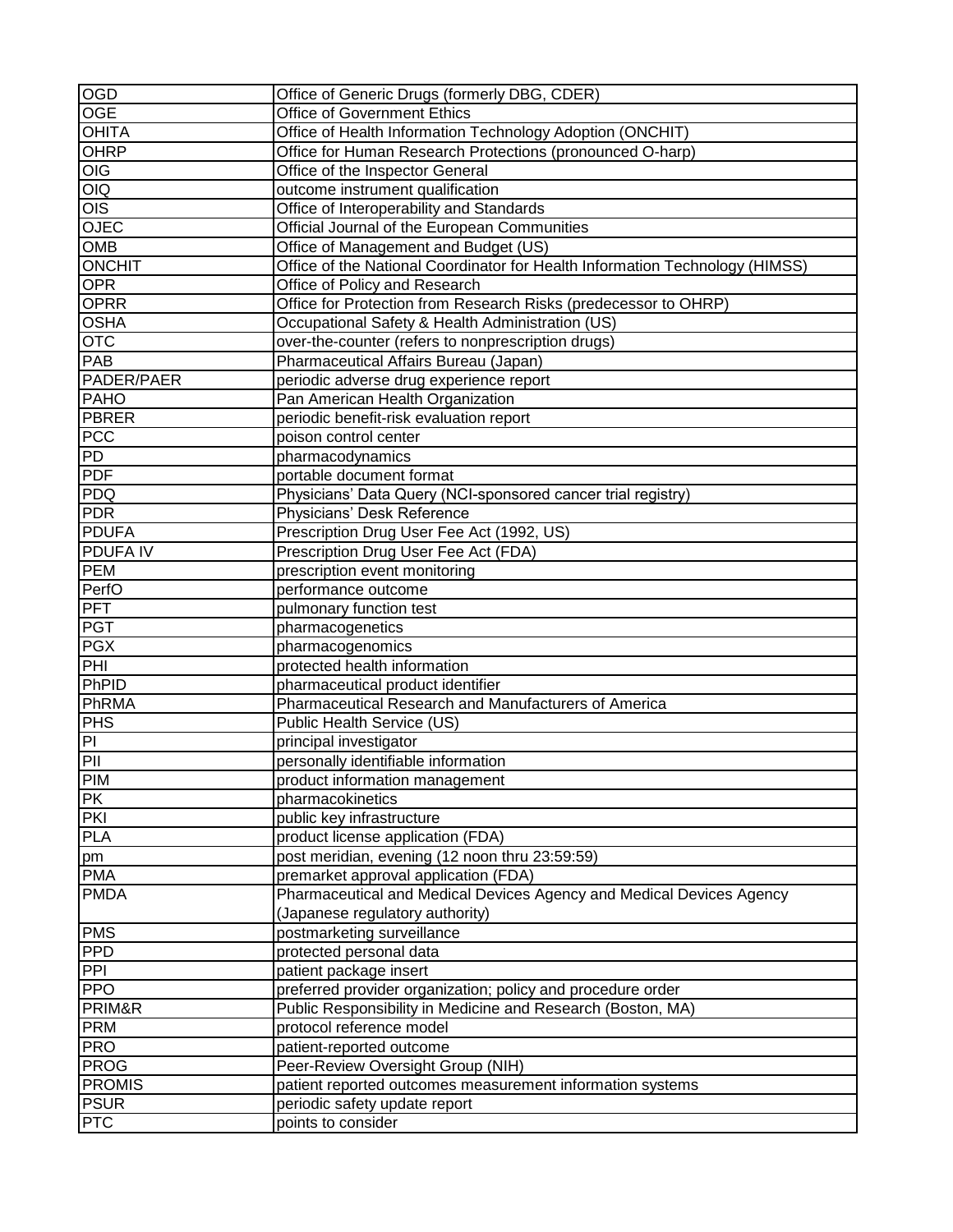| | |
|---|---|
| OGD | Office of Generic Drugs (formerly DBG, CDER) |
| OGE | Office of Government Ethics |
| OHITA | Office of Health Information Technology Adoption (ONCHIT) |
| OHRP | Office for Human Research Protections (pronounced O-harp) |
| OIG | Office of the Inspector General |
| OIQ | outcome instrument qualification |
| OIS | Office of Interoperability and Standards |
| OJEC | Official Journal of the European Communities |
| OMB | Office of Management and Budget (US) |
| ONCHIT | Office of the National Coordinator for Health Information Technology (HIMSS) |
| OPR | Office of Policy and Research |
| OPRR | Office for Protection from Research Risks (predecessor to OHRP) |
| OSHA | Occupational Safety & Health Administration (US) |
| OTC | over-the-counter (refers to nonprescription drugs) |
| PAB | Pharmaceutical Affairs Bureau (Japan) |
| PADER/PAER | periodic adverse drug experience report |
| PAHO | Pan American Health Organization |
| PBRER | periodic benefit-risk evaluation report |
| PCC | poison control center |
| PD | pharmacodynamics |
| PDF | portable document format |
| PDQ | Physicians' Data Query (NCI-sponsored cancer trial registry) |
| PDR | Physicians' Desk Reference |
| PDUFA | Prescription Drug User Fee Act (1992, US) |
| PDUFA IV | Prescription Drug User Fee Act (FDA) |
| PEM | prescription event monitoring |
| PerfO | performance outcome |
| PFT | pulmonary function test |
| PGT | pharmacogenetics |
| PGX | pharmacogenomics |
| PHI | protected health information |
| PhPID | pharmaceutical product identifier |
| PhRMA | Pharmaceutical Research and Manufacturers of America |
| PHS | Public Health Service (US) |
| PI | principal investigator |
| PII | personally identifiable information |
| PIM | product information management |
| PK | pharmacokinetics |
| PKI | public key infrastructure |
| PLA | product license application (FDA) |
| pm | post meridian, evening (12 noon thru 23:59:59) |
| PMA | premarket approval application (FDA) |
| PMDA | Pharmaceutical and Medical Devices Agency and Medical Devices Agency (Japanese regulatory authority) |
| PMS | postmarketing surveillance |
| PPD | protected personal data |
| PPI | patient package insert |
| PPO | preferred provider organization; policy and procedure order |
| PRIM&R | Public Responsibility in Medicine and Research (Boston, MA) |
| PRM | protocol reference model |
| PRO | patient-reported outcome |
| PROG | Peer-Review Oversight Group (NIH) |
| PROMIS | patient reported outcomes measurement information systems |
| PSUR | periodic safety update report |
| PTC | points to consider |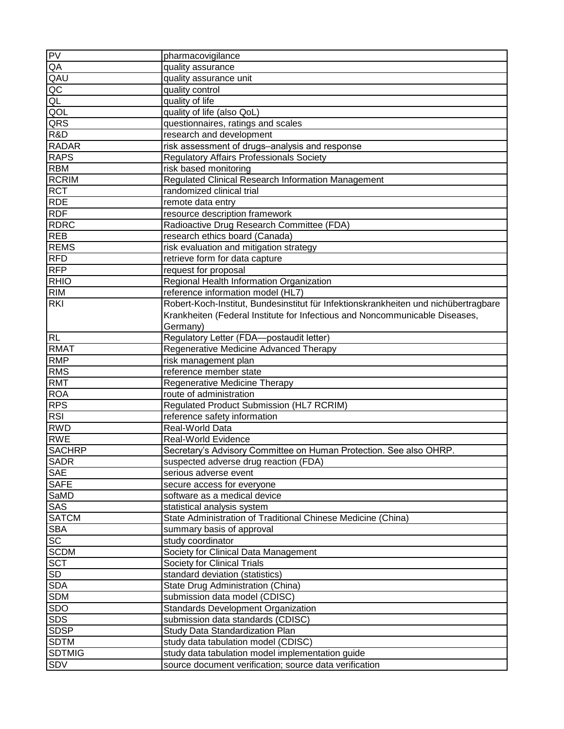| PV | pharmacovigilance |
|---|---|
| QA | quality assurance |
| QAU | quality assurance unit |
| QC | quality control |
| QL | quality of life |
| QOL | quality of life (also QoL) |
| QRS | questionnaires, ratings and scales |
| R&D | research and development |
| RADAR | risk assessment of drugs–analysis and response |
| RAPS | Regulatory Affairs Professionals Society |
| RBM | risk based monitoring |
| RCRIM | Regulated Clinical Research Information Management |
| RCT | randomized clinical trial |
| RDE | remote data entry |
| RDF | resource description framework |
| RDRC | Radioactive Drug Research Committee (FDA) |
| REB | research ethics board (Canada) |
| REMS | risk evaluation and mitigation strategy |
| RFD | retrieve form for data capture |
| RFP | request for proposal |
| RHIO | Regional Health Information Organization |
| RIM | reference information model (HL7) |
| RKI | Robert-Koch-Institut, Bundesinstitut für Infektionskrankheiten und nichübertragbare Krankheiten (Federal Institute for Infectious and Noncommunicable Diseases, Germany) |
| RL | Regulatory Letter (FDA—postaudit letter) |
| RMAT | Regenerative Medicine Advanced Therapy |
| RMP | risk management plan |
| RMS | reference member state |
| RMT | Regenerative Medicine Therapy |
| ROA | route of administration |
| RPS | Regulated Product Submission (HL7 RCRIM) |
| RSI | reference safety information |
| RWD | Real-World Data |
| RWE | Real-World Evidence |
| SACHRP | Secretary's Advisory Committee on Human Protection. See also OHRP. |
| SADR | suspected adverse drug reaction (FDA) |
| SAE | serious adverse event |
| SAFE | secure access for everyone |
| SaMD | software as a medical device |
| SAS | statistical analysis system |
| SATCM | State Administration of Traditional Chinese Medicine (China) |
| SBA | summary basis of approval |
| SC | study coordinator |
| SCDM | Society for Clinical Data Management |
| SCT | Society for Clinical Trials |
| SD | standard deviation (statistics) |
| SDA | State Drug Administration (China) |
| SDM | submission data model (CDISC) |
| SDO | Standards Development Organization |
| SDS | submission data standards (CDISC) |
| SDSP | Study Data Standardization Plan |
| SDTM | study data tabulation model (CDISC) |
| SDTMIG | study data tabulation model implementation guide |
| SDV | source document verification; source data verification |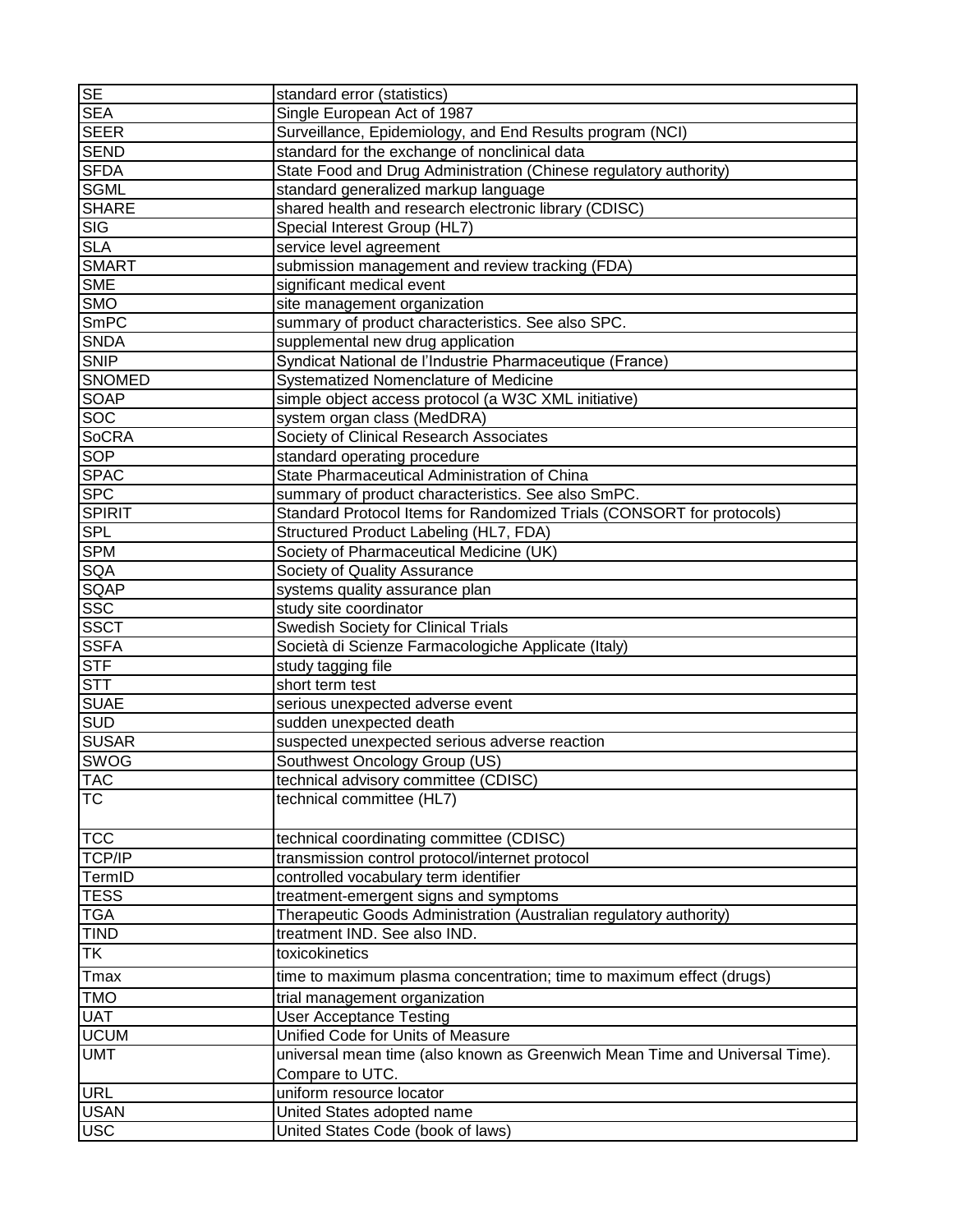| SE | standard error (statistics) |
|---|---|
| SEA | Single European Act of 1987 |
| SEER | Surveillance, Epidemiology, and End Results program (NCI) |
| SEND | standard for the exchange of nonclinical data |
| SFDA | State Food and Drug Administration (Chinese regulatory authority) |
| SGML | standard generalized markup language |
| SHARE | shared health and research electronic library (CDISC) |
| SIG | Special Interest Group (HL7) |
| SLA | service level agreement |
| SMART | submission management and review tracking (FDA) |
| SME | significant medical event |
| SMO | site management organization |
| SmPC | summary of product characteristics. See also SPC. |
| SNDA | supplemental new drug application |
| SNIP | Syndicat National de l'Industrie Pharmaceutique (France) |
| SNOMED | Systematized Nomenclature of Medicine |
| SOAP | simple object access protocol (a W3C XML initiative) |
| SOC | system organ class (MedDRA) |
| SoCRA | Society of Clinical Research Associates |
| SOP | standard operating procedure |
| SPAC | State Pharmaceutical Administration of China |
| SPC | summary of product characteristics. See also SmPC. |
| SPIRIT | Standard Protocol Items for Randomized Trials (CONSORT for protocols) |
| SPL | Structured Product Labeling (HL7, FDA) |
| SPM | Society of Pharmaceutical Medicine (UK) |
| SQA | Society of Quality Assurance |
| SQAP | systems quality assurance plan |
| SSC | study site coordinator |
| SSCT | Swedish Society for Clinical Trials |
| SSFA | Società di Scienze Farmacologiche Applicate (Italy) |
| STF | study tagging file |
| STT | short term test |
| SUAE | serious unexpected adverse event |
| SUD | sudden unexpected death |
| SUSAR | suspected unexpected serious adverse reaction |
| SWOG | Southwest Oncology Group (US) |
| TAC | technical advisory committee (CDISC) |
| TC | technical committee (HL7) |
| TCC | technical coordinating committee (CDISC) |
| TCP/IP | transmission control protocol/internet protocol |
| TermID | controlled vocabulary term identifier |
| TESS | treatment-emergent signs and symptoms |
| TGA | Therapeutic Goods Administration (Australian regulatory authority) |
| TIND | treatment IND. See also IND. |
| TK | toxicokinetics |
| Tmax | time to maximum plasma concentration; time to maximum effect (drugs) |
| TMO | trial management organization |
| UAT | User Acceptance Testing |
| UCUM | Unified Code for Units of Measure |
| UMT | universal mean time (also known as Greenwich Mean Time and Universal Time). Compare to UTC. |
| URL | uniform resource locator |
| USAN | United States adopted name |
| USC | United States Code (book of laws) |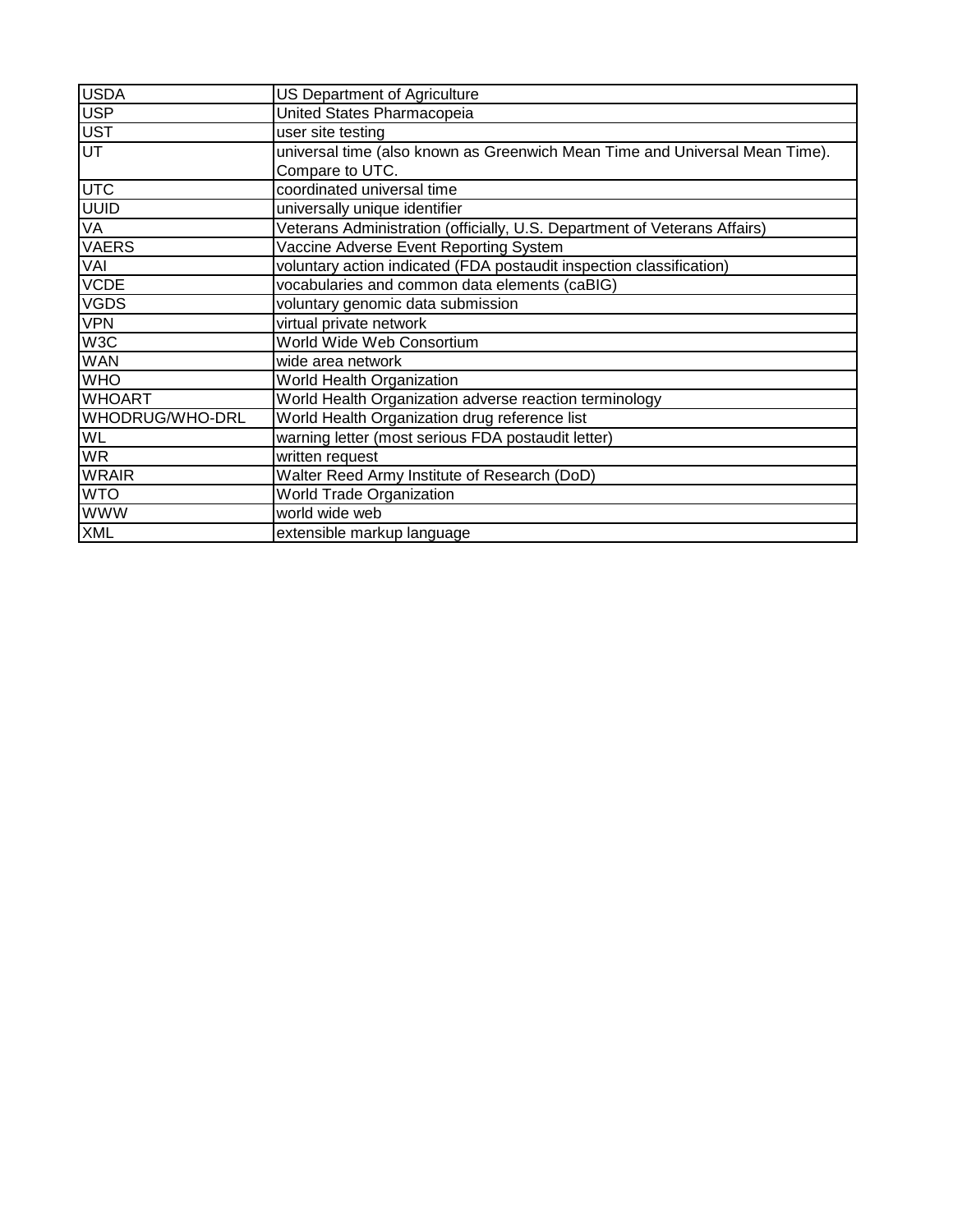| | |
|---|---|
| USDA | US Department of Agriculture |
| USP | United States Pharmacopeia |
| UST | user site testing |
| UT | universal time (also known as Greenwich Mean Time and Universal Mean Time). Compare to UTC. |
| UTC | coordinated universal time |
| UUID | universally unique identifier |
| VA | Veterans Administration (officially, U.S. Department of Veterans Affairs) |
| VAERS | Vaccine Adverse Event Reporting System |
| VAI | voluntary action indicated (FDA postaudit inspection classification) |
| VCDE | vocabularies and common data elements (caBIG) |
| VGDS | voluntary genomic data submission |
| VPN | virtual private network |
| W3C | World Wide Web Consortium |
| WAN | wide area network |
| WHO | World Health Organization |
| WHOART | World Health Organization adverse reaction terminology |
| WHODRUG/WHO-DRL | World Health Organization drug reference list |
| WL | warning letter (most serious FDA postaudit letter) |
| WR | written request |
| WRAIR | Walter Reed Army Institute of Research (DoD) |
| WTO | World Trade Organization |
| WWW | world wide web |
| XML | extensible markup language |